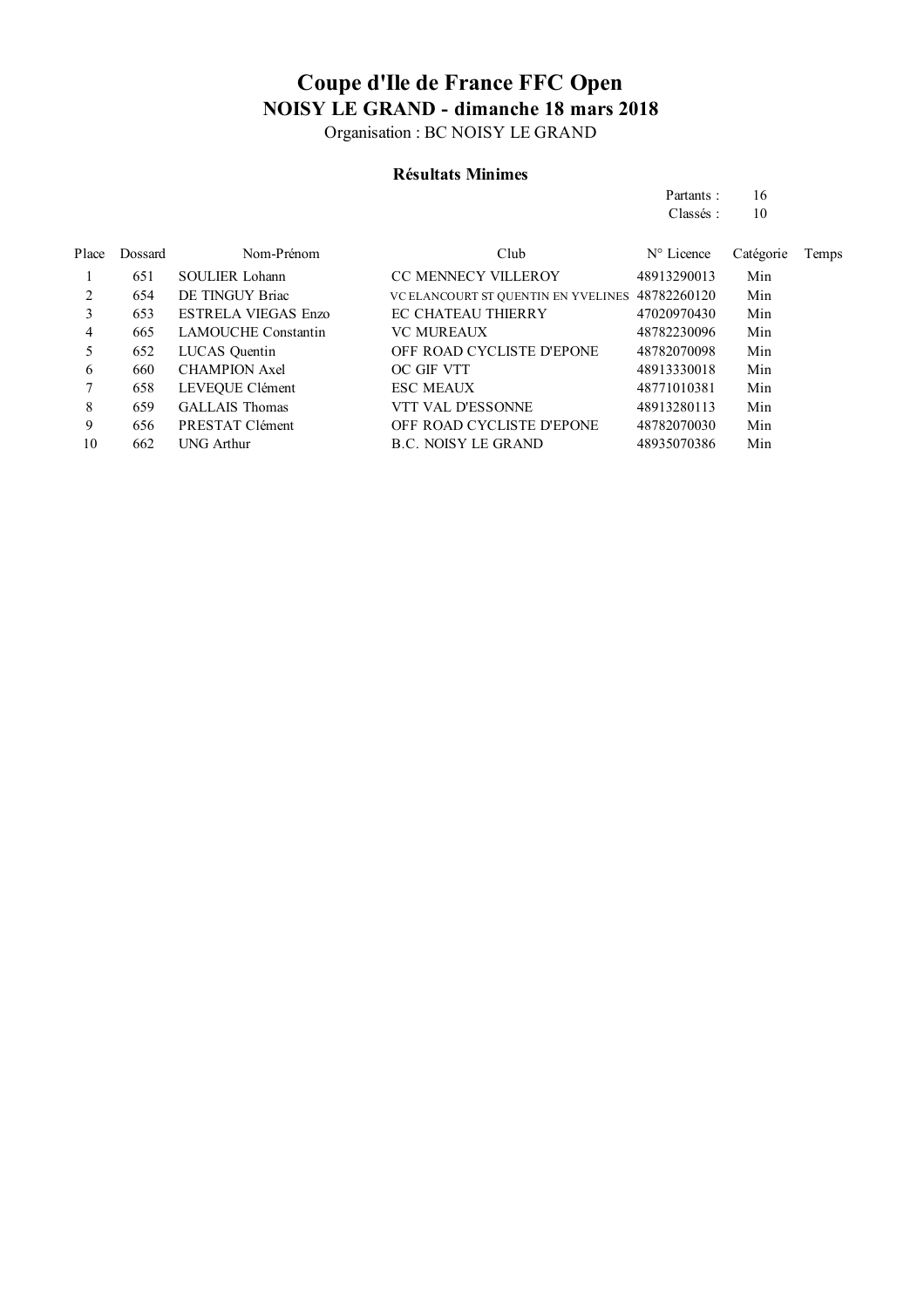# Coupe d'Ile de France FFC Open

## NOISY LE GRAND - dimanche 18 mars 2018

Organisation : BC NOISY LE GRAND

### Résultats Minimes

Partants : 16
Classés : 10

| Place | Dossard | Nom-Prénom | Club | N° Licence | Catégorie | Temps |
|---|---|---|---|---|---|---|
| 1 | 651 | SOULIER Lohann | CC MENNECY VILLEROY | 48913290013 | Min | |
| 2 | 654 | DE TINGUY Briac | VC ELANCOURT ST QUENTIN EN YVELINES | 48782260120 | Min | |
| 3 | 653 | ESTRELA VIEGAS Enzo | EC CHATEAU THIERRY | 47020970430 | Min | |
| 4 | 665 | LAMOUCHE Constantin | VC MUREAUX | 48782230096 | Min | |
| 5 | 652 | LUCAS Quentin | OFF ROAD CYCLISTE D'EPONE | 48782070098 | Min | |
| 6 | 660 | CHAMPION Axel | OC GIF VTT | 48913330018 | Min | |
| 7 | 658 | LEVEQUE Clément | ESC MEAUX | 48771010381 | Min | |
| 8 | 659 | GALLAIS Thomas | VTT VAL D'ESSONNE | 48913280113 | Min | |
| 9 | 656 | PRESTAT Clément | OFF ROAD CYCLISTE D'EPONE | 48782070030 | Min | |
| 10 | 662 | UNG Arthur | B.C. NOISY LE GRAND | 48935070386 | Min | |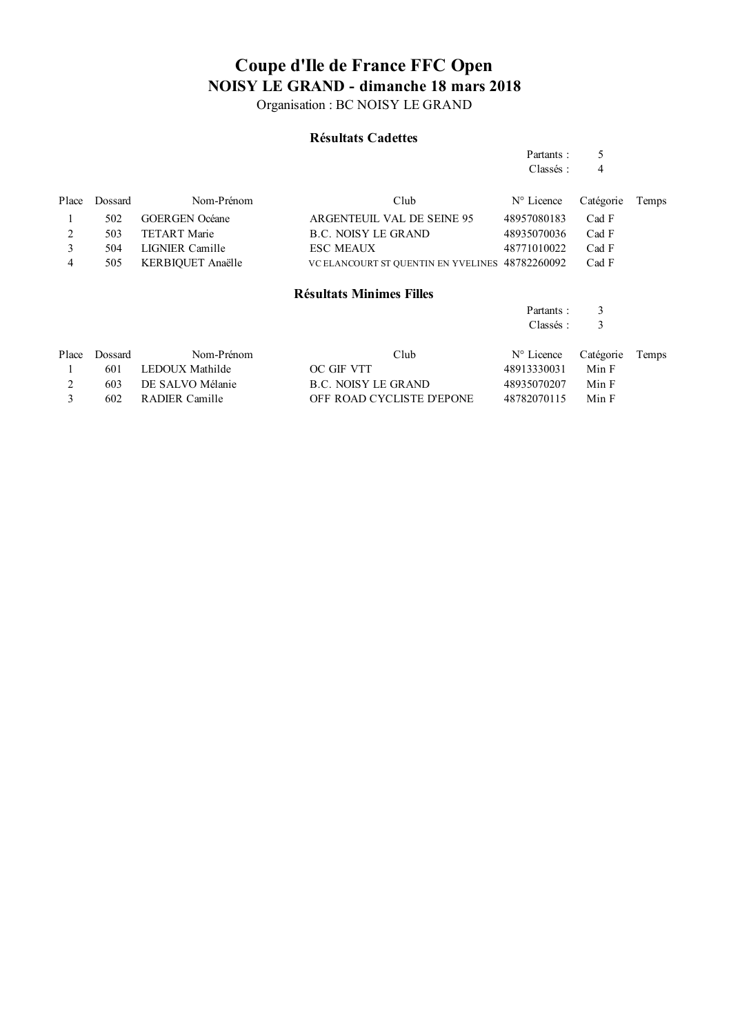# Coupe d'Ile de France FFC Open

## NOISY LE GRAND - dimanche 18 mars 2018

Organisation : BC NOISY LE GRAND

### Résultats Cadettes

Partants : 5
Classés : 4

| Place | Dossard | Nom-Prénom | Club | N° Licence | Catégorie | Temps |
|---|---|---|---|---|---|---|
| 1 | 502 | GOERGEN Océane | ARGENTEUIL VAL DE SEINE 95 | 48957080183 | Cad F | |
| 2 | 503 | TETART Marie | B.C. NOISY LE GRAND | 48935070036 | Cad F | |
| 3 | 504 | LIGNIER Camille | ESC MEAUX | 48771010022 | Cad F | |
| 4 | 505 | KERBIQUET Anaëlle | VC ELANCOURT ST QUENTIN EN YVELINES | 48782260092 | Cad F | |

### Résultats Minimes Filles

Partants : 3
Classés : 3

| Place | Dossard | Nom-Prénom | Club | N° Licence | Catégorie | Temps |
|---|---|---|---|---|---|---|
| 1 | 601 | LEDOUX Mathilde | OC GIF VTT | 48913330031 | Min F | |
| 2 | 603 | DE SALVO Mélanie | B.C. NOISY LE GRAND | 48935070207 | Min F | |
| 3 | 602 | RADIER Camille | OFF ROAD CYCLISTE D'EPONE | 48782070115 | Min F | |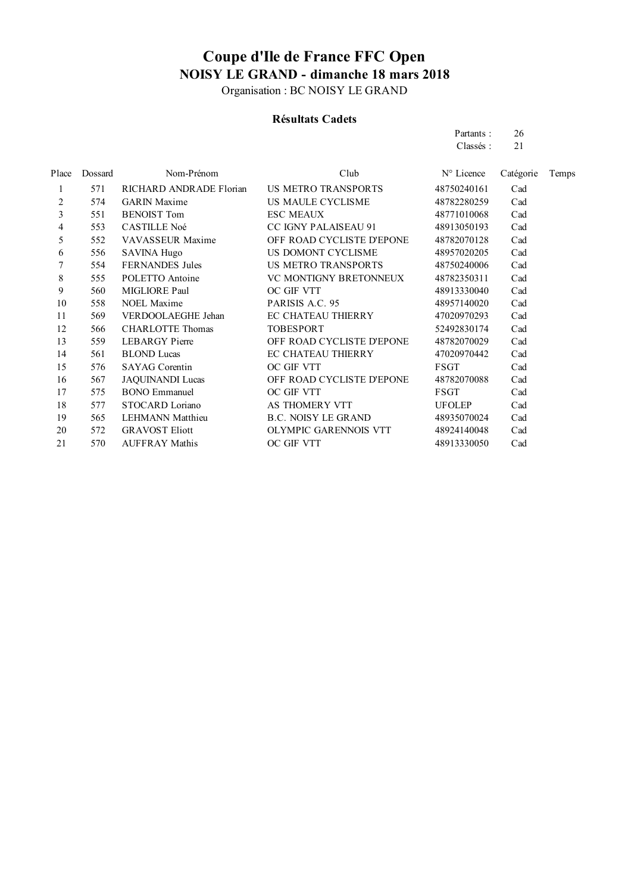# Coupe d'Ile de France FFC Open

## NOISY LE GRAND - dimanche 18 mars 2018

Organisation : BC NOISY LE GRAND

### Résultats Cadets

Partants : 26
Classés : 21

| Place | Dossard | Nom-Prénom | Club | N° Licence | Catégorie | Temps |
|---|---|---|---|---|---|---|
| 1 | 571 | RICHARD ANDRADE Florian | US METRO TRANSPORTS | 48750240161 | Cad | |
| 2 | 574 | GARIN Maxime | US MAULE CYCLISME | 48782280259 | Cad | |
| 3 | 551 | BENOIST Tom | ESC MEAUX | 48771010068 | Cad | |
| 4 | 553 | CASTILLE Noé | CC IGNY PALAISEAU 91 | 48913050193 | Cad | |
| 5 | 552 | VAVASSEUR Maxime | OFF ROAD CYCLISTE D'EPONE | 48782070128 | Cad | |
| 6 | 556 | SAVINA Hugo | US DOMONT CYCLISME | 48957020205 | Cad | |
| 7 | 554 | FERNANDES Jules | US METRO TRANSPORTS | 48750240006 | Cad | |
| 8 | 555 | POLETTO Antoine | VC MONTIGNY BRETONNEUX | 48782350311 | Cad | |
| 9 | 560 | MIGLIORE Paul | OC GIF VTT | 48913330040 | Cad | |
| 10 | 558 | NOEL Maxime | PARISIS A.C. 95 | 48957140020 | Cad | |
| 11 | 569 | VERDOOLAEGHE Jehan | EC CHATEAU THIERRY | 47020970293 | Cad | |
| 12 | 566 | CHARLOTTE Thomas | TOBESPORT | 52492830174 | Cad | |
| 13 | 559 | LEBARGY Pierre | OFF ROAD CYCLISTE D'EPONE | 48782070029 | Cad | |
| 14 | 561 | BLOND Lucas | EC CHATEAU THIERRY | 47020970442 | Cad | |
| 15 | 576 | SAYAG Corentin | OC GIF VTT | FSGT | Cad | |
| 16 | 567 | JAQUINANDI Lucas | OFF ROAD CYCLISTE D'EPONE | 48782070088 | Cad | |
| 17 | 575 | BONO Emmanuel | OC GIF VTT | FSGT | Cad | |
| 18 | 577 | STOCARD Loriano | AS THOMERY VTT | UFOLEP | Cad | |
| 19 | 565 | LEHMANN Matthieu | B.C. NOISY LE GRAND | 48935070024 | Cad | |
| 20 | 572 | GRAVOST Eliott | OLYMPIC GARENNOIS VTT | 48924140048 | Cad | |
| 21 | 570 | AUFFRAY Mathis | OC GIF VTT | 48913330050 | Cad | |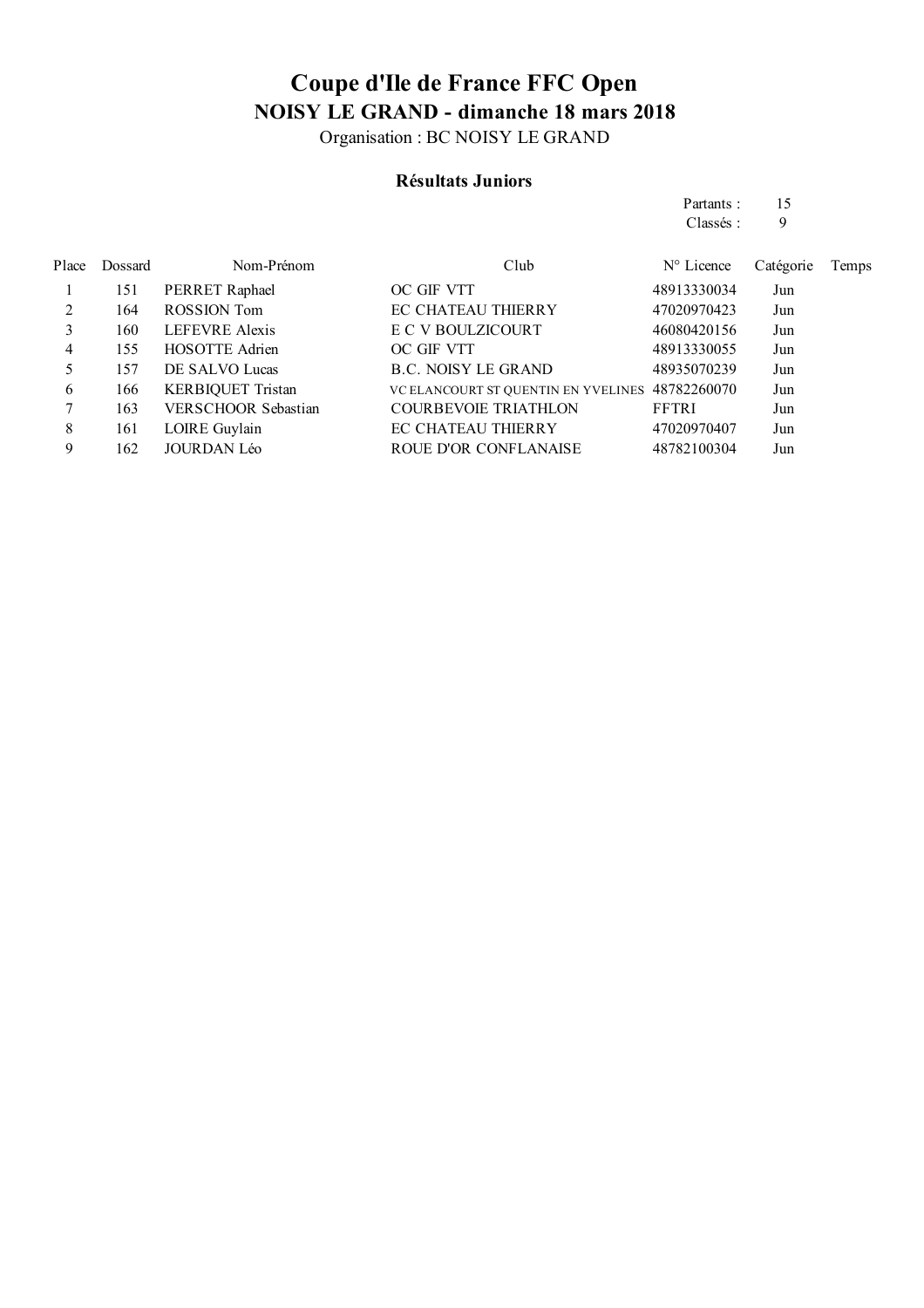# Coupe d'Ile de France FFC Open

## NOISY LE GRAND - dimanche 18 mars 2018

Organisation : BC NOISY LE GRAND

### Résultats Juniors

Partants : 15
Classés : 9

| Place | Dossard | Nom-Prénom | Club | N° Licence | Catégorie | Temps |
|---|---|---|---|---|---|---|
| 1 | 151 | PERRET Raphael | OC GIF VTT | 48913330034 | Jun | |
| 2 | 164 | ROSSION Tom | EC CHATEAU THIERRY | 47020970423 | Jun | |
| 3 | 160 | LEFEVRE Alexis | E C V BOULZICOURT | 46080420156 | Jun | |
| 4 | 155 | HOSOTTE Adrien | OC GIF VTT | 48913330055 | Jun | |
| 5 | 157 | DE SALVO Lucas | B.C. NOISY LE GRAND | 48935070239 | Jun | |
| 6 | 166 | KERBIQUET Tristan | VC ELANCOURT ST QUENTIN EN YVELINES | 48782260070 | Jun | |
| 7 | 163 | VERSCHOOR Sebastian | COURBEVOIE TRIATHLON | FFTRI | Jun | |
| 8 | 161 | LOIRE Guylain | EC CHATEAU THIERRY | 47020970407 | Jun | |
| 9 | 162 | JOURDAN Léo | ROUE D'OR CONFLANAISE | 48782100304 | Jun | |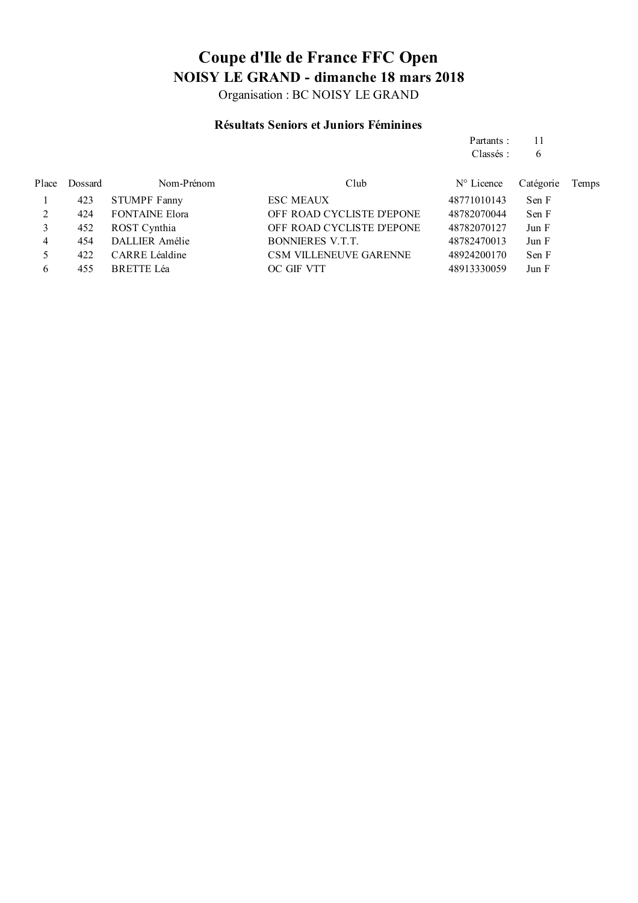# Coupe d'Ile de France FFC Open

## NOISY LE GRAND - dimanche 18 mars 2018

Organisation : BC NOISY LE GRAND

### Résultats Seniors et Juniors Féminines

Partants : 11
Classés : 6

| Place | Dossard | Nom-Prénom | Club | N° Licence | Catégorie | Temps |
|---|---|---|---|---|---|---|
| 1 | 423 | STUMPF Fanny | ESC MEAUX | 48771010143 | Sen F | |
| 2 | 424 | FONTAINE Elora | OFF ROAD CYCLISTE D'EPONE | 48782070044 | Sen F | |
| 3 | 452 | ROST Cynthia | OFF ROAD CYCLISTE D'EPONE | 48782070127 | Jun F | |
| 4 | 454 | DALLIER Amélie | BONNIERES V.T.T. | 48782470013 | Jun F | |
| 5 | 422 | CARRE Léaldine | CSM VILLENEUVE GARENNE | 48924200170 | Sen F | |
| 6 | 455 | BRETTE Léa | OC GIF VTT | 48913330059 | Jun F | |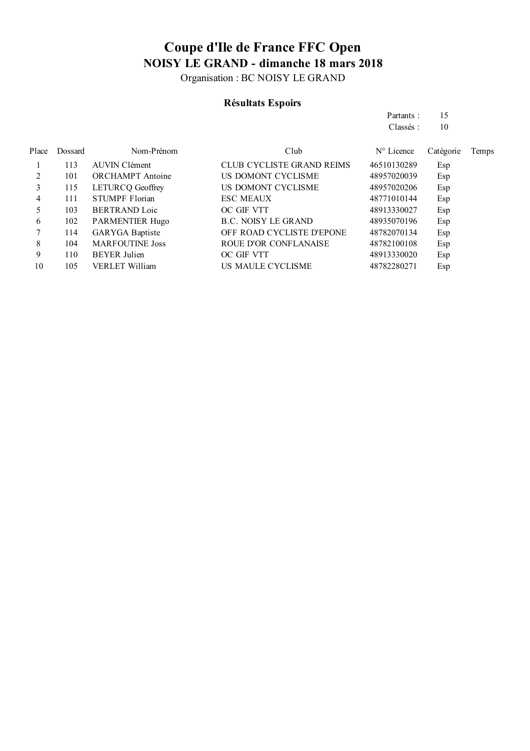# Coupe d'Ile de France FFC Open

## NOISY LE GRAND - dimanche 18 mars 2018

Organisation : BC NOISY LE GRAND

### Résultats Espoirs

Partants : 15

Classés : 10

| Place | Dossard | Nom-Prénom | Club | N° Licence | Catégorie | Temps |
|---|---|---|---|---|---|---|
| 1 | 113 | AUVIN Clément | CLUB CYCLISTE GRAND REIMS | 46510130289 | Esp | |
| 2 | 101 | ORCHAMPT Antoine | US DOMONT CYCLISME | 48957020039 | Esp | |
| 3 | 115 | LETURCQ Geoffrey | US DOMONT CYCLISME | 48957020206 | Esp | |
| 4 | 111 | STUMPF Florian | ESC MEAUX | 48771010144 | Esp | |
| 5 | 103 | BERTRAND Loic | OC GIF VTT | 48913330027 | Esp | |
| 6 | 102 | PARMENTIER Hugo | B.C. NOISY LE GRAND | 48935070196 | Esp | |
| 7 | 114 | GARYGA Baptiste | OFF ROAD CYCLISTE D'EPONE | 48782070134 | Esp | |
| 8 | 104 | MARFOUTINE Joss | ROUE D'OR CONFLANAISE | 48782100108 | Esp | |
| 9 | 110 | BEYER Julien | OC GIF VTT | 48913330020 | Esp | |
| 10 | 105 | VERLET William | US MAULE CYCLISME | 48782280271 | Esp | |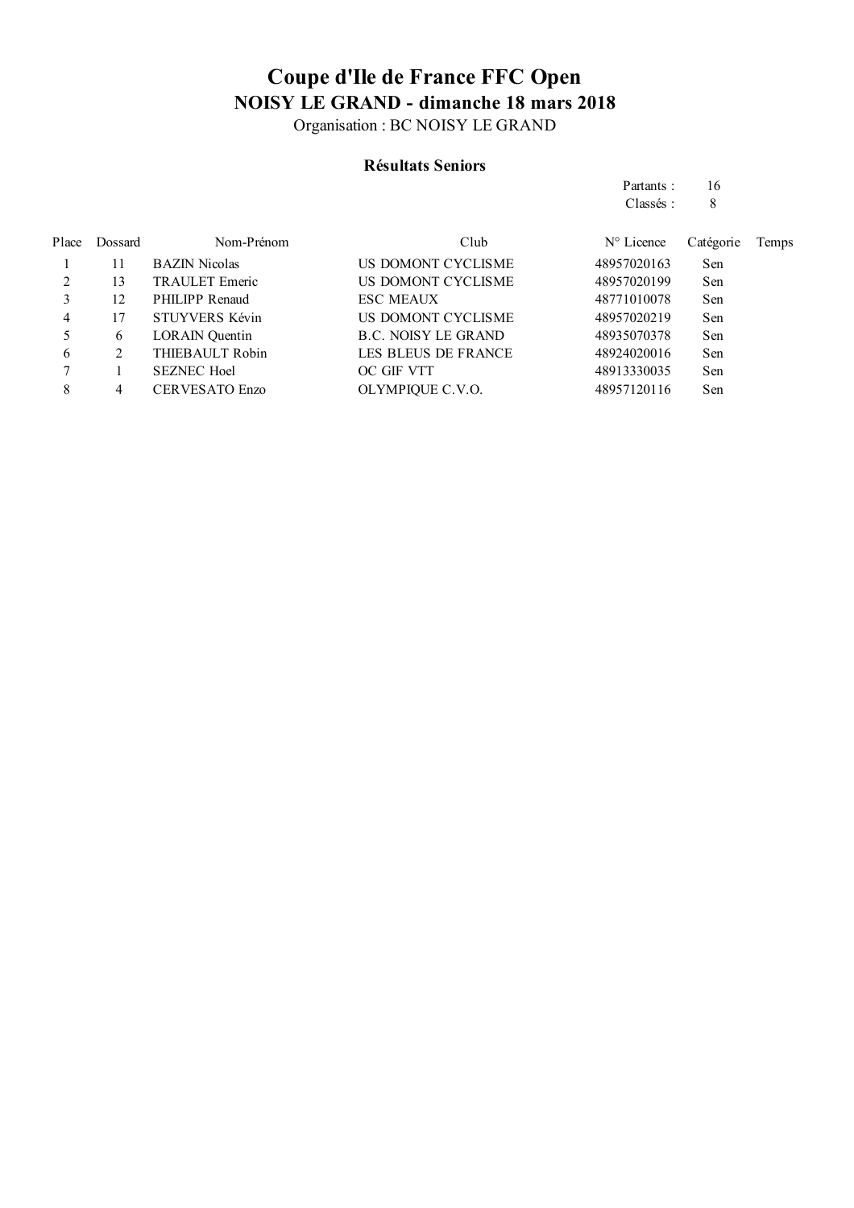# Coupe d'Ile de France FFC Open

## NOISY LE GRAND - dimanche 18 mars 2018

Organisation : BC NOISY LE GRAND

### Résultats Seniors

Partants : 16
Classés : 8

| Place | Dossard | Nom-Prénom | Club | N° Licence | Catégorie | Temps |
|---|---|---|---|---|---|---|
| 1 | 11 | BAZIN Nicolas | US DOMONT CYCLISME | 48957020163 | Sen | |
| 2 | 13 | TRAULET Emeric | US DOMONT CYCLISME | 48957020199 | Sen | |
| 3 | 12 | PHILIPP Renaud | ESC MEAUX | 48771010078 | Sen | |
| 4 | 17 | STUYVERS Kévin | US DOMONT CYCLISME | 48957020219 | Sen | |
| 5 | 6 | LORAIN Quentin | B.C. NOISY LE GRAND | 48935070378 | Sen | |
| 6 | 2 | THIEBAULT Robin | LES BLEUS DE FRANCE | 48924020016 | Sen | |
| 7 | 1 | SEZNEC Hoel | OC GIF VTT | 48913330035 | Sen | |
| 8 | 4 | CERVESATO Enzo | OLYMPIQUE C.V.O. | 48957120116 | Sen | |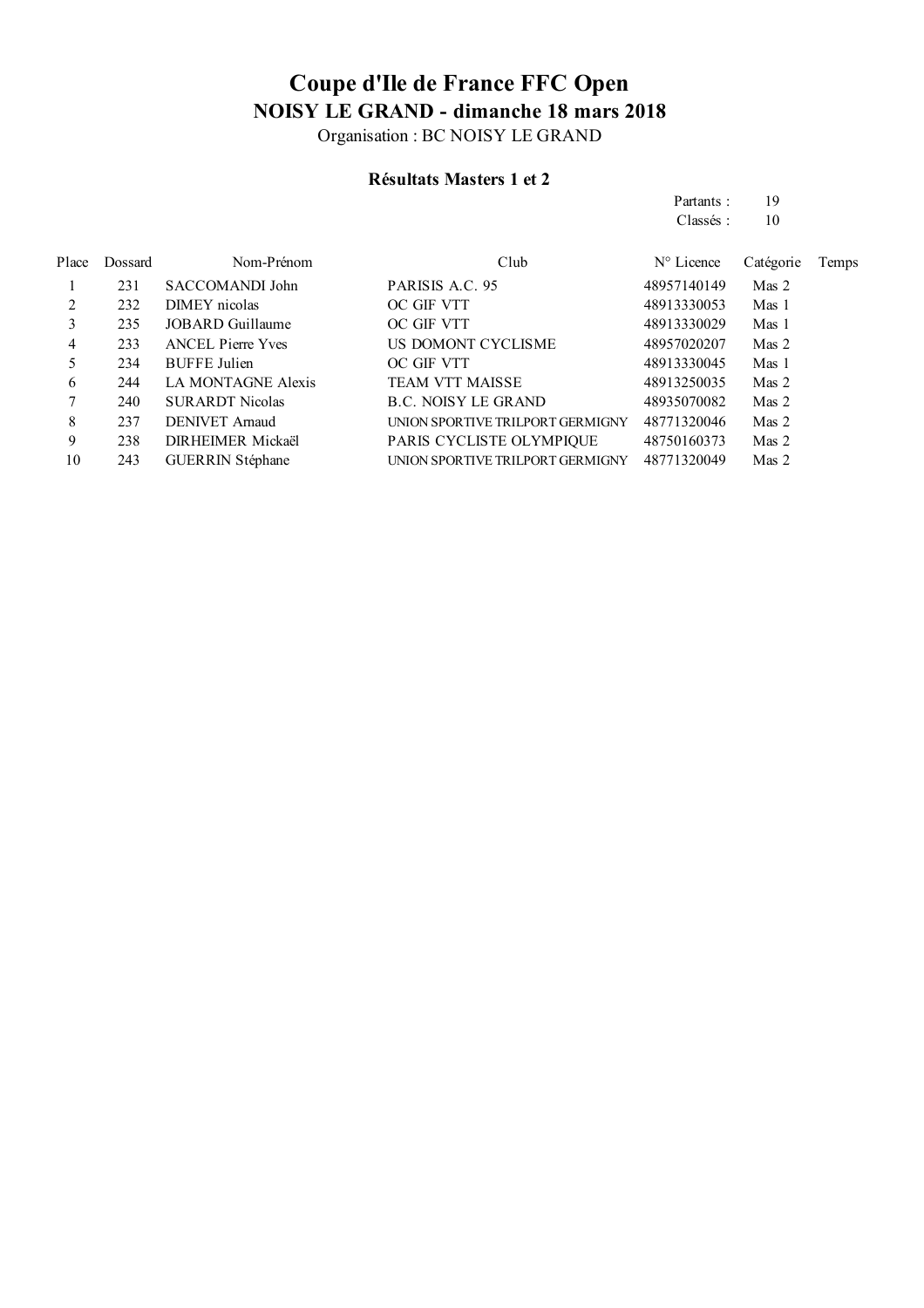# Coupe d'Ile de France FFC Open

## NOISY LE GRAND - dimanche 18 mars 2018

Organisation : BC NOISY LE GRAND

### Résultats Masters 1 et 2

Partants : 19
Classés : 10

| Place | Dossard | Nom-Prénom | Club | N° Licence | Catégorie | Temps |
|---|---|---|---|---|---|---|
| 1 | 231 | SACCOMANDI John | PARISIS A.C. 95 | 48957140149 | Mas 2 | |
| 2 | 232 | DIMEY nicolas | OC GIF VTT | 48913330053 | Mas 1 | |
| 3 | 235 | JOBARD Guillaume | OC GIF VTT | 48913330029 | Mas 1 | |
| 4 | 233 | ANCEL Pierre Yves | US DOMONT CYCLISME | 48957020207 | Mas 2 | |
| 5 | 234 | BUFFE Julien | OC GIF VTT | 48913330045 | Mas 1 | |
| 6 | 244 | LA MONTAGNE Alexis | TEAM VTT MAISSE | 48913250035 | Mas 2 | |
| 7 | 240 | SURARDT Nicolas | B.C. NOISY LE GRAND | 48935070082 | Mas 2 | |
| 8 | 237 | DENIVET Arnaud | UNION SPORTIVE TRILPORT GERMIGNY | 48771320046 | Mas 2 | |
| 9 | 238 | DIRHEIMER Mickaël | PARIS CYCLISTE OLYMPIQUE | 48750160373 | Mas 2 | |
| 10 | 243 | GUERRIN Stéphane | UNION SPORTIVE TRILPORT GERMIGNY | 48771320049 | Mas 2 | |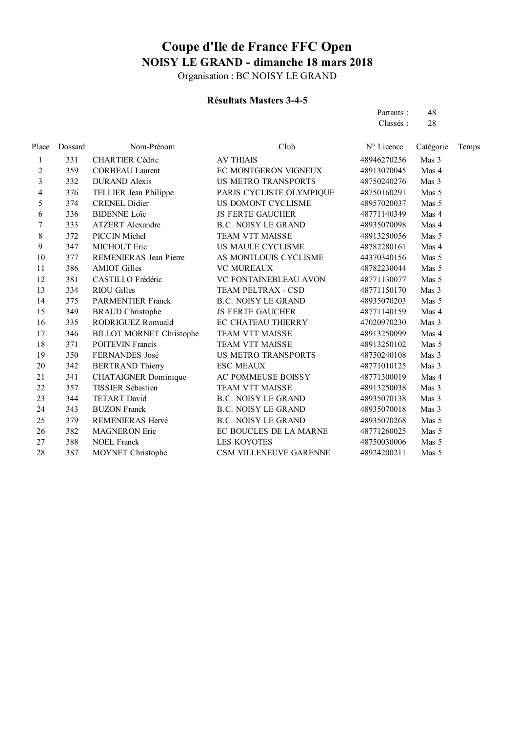# Coupe d'Ile de France FFC Open

## NOISY LE GRAND - dimanche 18 mars 2018

Organisation : BC NOISY LE GRAND

### Résultats Masters 3-4-5

Partants : 48
Classés : 28

| Place | Dossard | Nom-Prénom | Club | N° Licence | Catégorie | Temps |
|---|---|---|---|---|---|---|
| 1 | 331 | CHARTIER Cédric | AV THIAIS | 48946270256 | Mas 3 | |
| 2 | 359 | CORBEAU Laurent | EC MONTGERON VIGNEUX | 48913070045 | Mas 4 | |
| 3 | 332 | DURAND Alexis | US METRO TRANSPORTS | 48750240276 | Mas 3 | |
| 4 | 376 | TELLIER Jean Philippe | PARIS CYCLISTE OLYMPIQUE | 48750160291 | Mas 5 | |
| 5 | 374 | CRENEL Didier | US DOMONT CYCLISME | 48957020037 | Mas 5 | |
| 6 | 336 | BIDENNE Loïc | JS FERTE GAUCHER | 48771140349 | Mas 4 | |
| 7 | 333 | ATZERT Alexandre | B.C. NOISY LE GRAND | 48935070098 | Mas 4 | |
| 8 | 372 | PICCIN Michel | TEAM VTT MAISSE | 48913250056 | Mas 5 | |
| 9 | 347 | MICHOUT Eric | US MAULE CYCLISME | 48782280161 | Mas 4 | |
| 10 | 377 | REMENIERAS Jean Pierre | AS MONTLOUIS CYCLISME | 44370340156 | Mas 5 | |
| 11 | 386 | AMIOT Gilles | VC MUREAUX | 48782230044 | Mas 5 | |
| 12 | 381 | CASTILLO Frédéric | VC FONTAINEBLEAU AVON | 48771130077 | Mas 5 | |
| 13 | 334 | RIOU Gilles | TEAM PELTRAX - CSD | 48771150170 | Mas 3 | |
| 14 | 375 | PARMENTIER Franck | B.C. NOISY LE GRAND | 48935070203 | Mas 5 | |
| 15 | 349 | BRAUD Christophe | JS FERTE GAUCHER | 48771140159 | Mas 4 | |
| 16 | 335 | RODRIGUEZ Romuald | EC CHATEAU THIERRY | 47020970230 | Mas 3 | |
| 17 | 346 | BILLOT MORNET Christophe | TEAM VTT MAISSE | 48913250099 | Mas 4 | |
| 18 | 371 | POITEVIN Francis | TEAM VTT MAISSE | 48913250102 | Mas 5 | |
| 19 | 350 | FERNANDES José | US METRO TRANSPORTS | 48750240108 | Mas 3 | |
| 20 | 342 | BERTRAND Thierry | ESC MEAUX | 48771010125 | Mas 3 | |
| 21 | 341 | CHATAIGNER Dominique | AC POMMEUSE BOISSY | 48771300019 | Mas 4 | |
| 22 | 357 | TISSIER Sébastien | TEAM VTT MAISSE | 48913250038 | Mas 3 | |
| 23 | 344 | TETART David | B.C. NOISY LE GRAND | 48935070138 | Mas 3 | |
| 24 | 343 | BUZON Franck | B.C. NOISY LE GRAND | 48935070018 | Mas 3 | |
| 25 | 379 | REMENIERAS Hervé | B.C. NOISY LE GRAND | 48935070268 | Mas 5 | |
| 26 | 382 | MAGNERON Eric | EC BOUCLES DE LA MARNE | 48771260025 | Mas 5 | |
| 27 | 388 | NOEL Franck | LES KOYOTES | 48750030006 | Mas 5 | |
| 28 | 387 | MOYNET Christophe | CSM VILLENEUVE GARENNE | 48924200211 | Mas 5 | |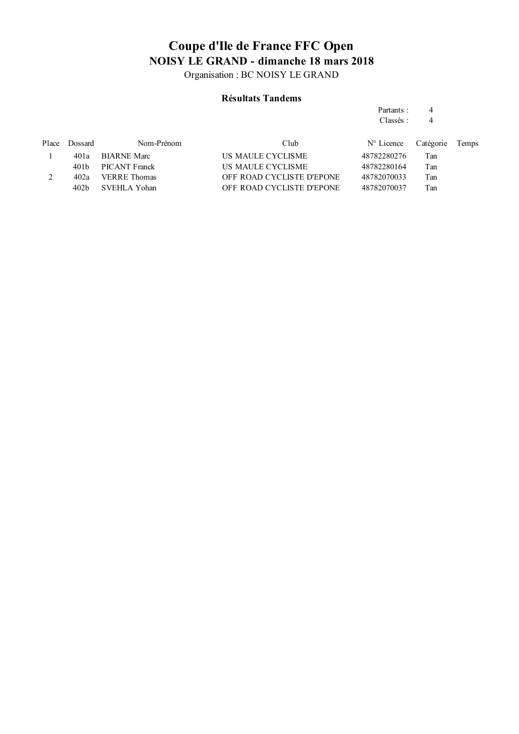# Coupe d'Ile de France FFC Open

## NOISY LE GRAND - dimanche 18 mars 2018

Organisation : BC NOISY LE GRAND

### Résultats Tandems

Partants : 4
Classés : 4

| Place | Dossard | Nom-Prénom | Club | N° Licence | Catégorie | Temps |
|---|---|---|---|---|---|---|
| 1 | 401a | BIARNE Marc | US MAULE CYCLISME | 48782280276 | Tan | |
| | 401b | PICANT Franck | US MAULE CYCLISME | 48782280164 | Tan | |
| 2 | 402a | VERRE Thomas | OFF ROAD CYCLISTE D'EPONE | 48782070033 | Tan | |
| | 402b | SVEHLA Yohan | OFF ROAD CYCLISTE D'EPONE | 48782070037 | Tan | |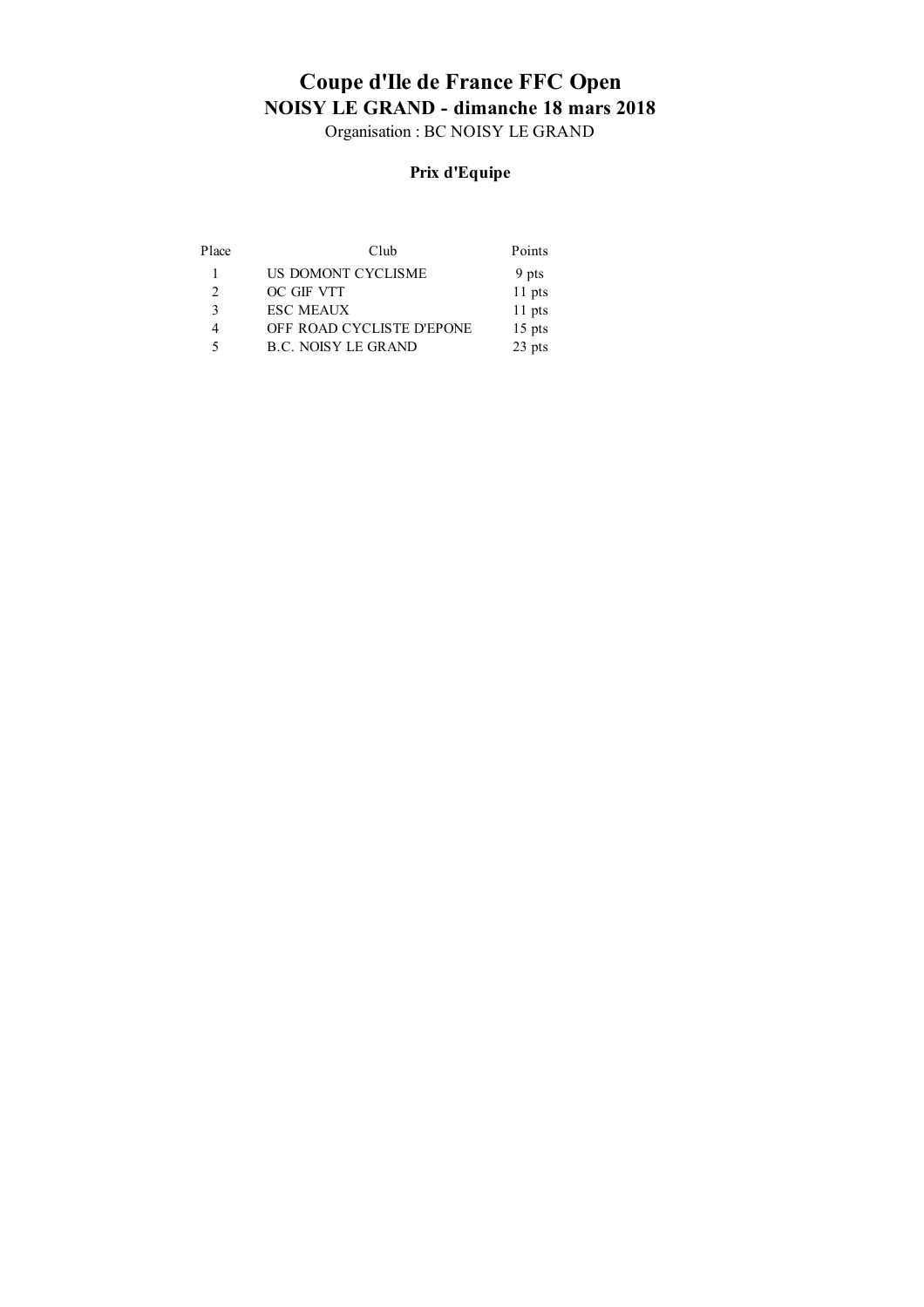# Coupe d'Ile de France FFC Open

## NOISY LE GRAND - dimanche 18 mars 2018

Organisation : BC NOISY LE GRAND

### Prix d'Equipe

| Place | Club | Points |
|---|---|---|
| 1 | US DOMONT CYCLISME | 9 pts |
| 2 | OC GIF VTT | 11 pts |
| 3 | ESC MEAUX | 11 pts |
| 4 | OFF ROAD CYCLISTE D'EPONE | 15 pts |
| 5 | B.C. NOISY LE GRAND | 23 pts |